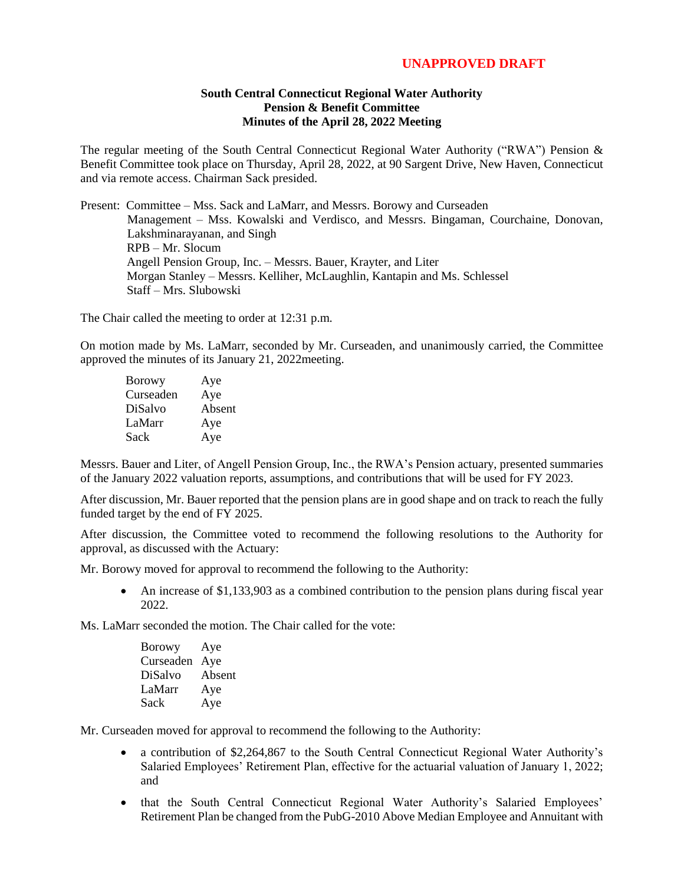**UNAPPROVED DRAFT**

**South Central Connecticut Regional Water Authority**
**Pension & Benefit Committee**
**Minutes of the April 28, 2022 Meeting**

The regular meeting of the South Central Connecticut Regional Water Authority ("RWA") Pension & Benefit Committee took place on Thursday, April 28, 2022, at 90 Sargent Drive, New Haven, Connecticut and via remote access. Chairman Sack presided.

Present: Committee – Mss. Sack and LaMarr, and Messrs. Borowy and Curseaden
Management – Mss. Kowalski and Verdisco, and Messrs. Bingaman, Courchaine, Donovan, Lakshminarayanan, and Singh
RPB – Mr. Slocum
Angell Pension Group, Inc. – Messrs. Bauer, Krayter, and Liter
Morgan Stanley – Messrs. Kelliher, McLaughlin, Kantapin and Ms. Schlessel
Staff – Mrs. Slubowski

The Chair called the meeting to order at 12:31 p.m.

On motion made by Ms. LaMarr, seconded by Mr. Curseaden, and unanimously carried, the Committee approved the minutes of its January 21, 2022meeting.

| | |
|---|---|
| Borowy | Aye |
| Curseaden | Aye |
| DiSalvo | Absent |
| LaMarr | Aye |
| Sack | Aye |

Messrs. Bauer and Liter, of Angell Pension Group, Inc., the RWA's Pension actuary, presented summaries of the January 2022 valuation reports, assumptions, and contributions that will be used for FY 2023.

After discussion, Mr. Bauer reported that the pension plans are in good shape and on track to reach the fully funded target by the end of FY 2025.

After discussion, the Committee voted to recommend the following resolutions to the Authority for approval, as discussed with the Actuary:

Mr. Borowy moved for approval to recommend the following to the Authority:

- An increase of $1,133,903 as a combined contribution to the pension plans during fiscal year 2022.

Ms. LaMarr seconded the motion. The Chair called for the vote:

| | |
|---|---|
| Borowy | Aye |
| Curseaden | Aye |
| DiSalvo | Absent |
| LaMarr | Aye |
| Sack | Aye |

Mr. Curseaden moved for approval to recommend the following to the Authority:

- a contribution of $2,264,867 to the South Central Connecticut Regional Water Authority's Salaried Employees' Retirement Plan, effective for the actuarial valuation of January 1, 2022; and
- that the South Central Connecticut Regional Water Authority's Salaried Employees' Retirement Plan be changed from the PubG-2010 Above Median Employee and Annuitant with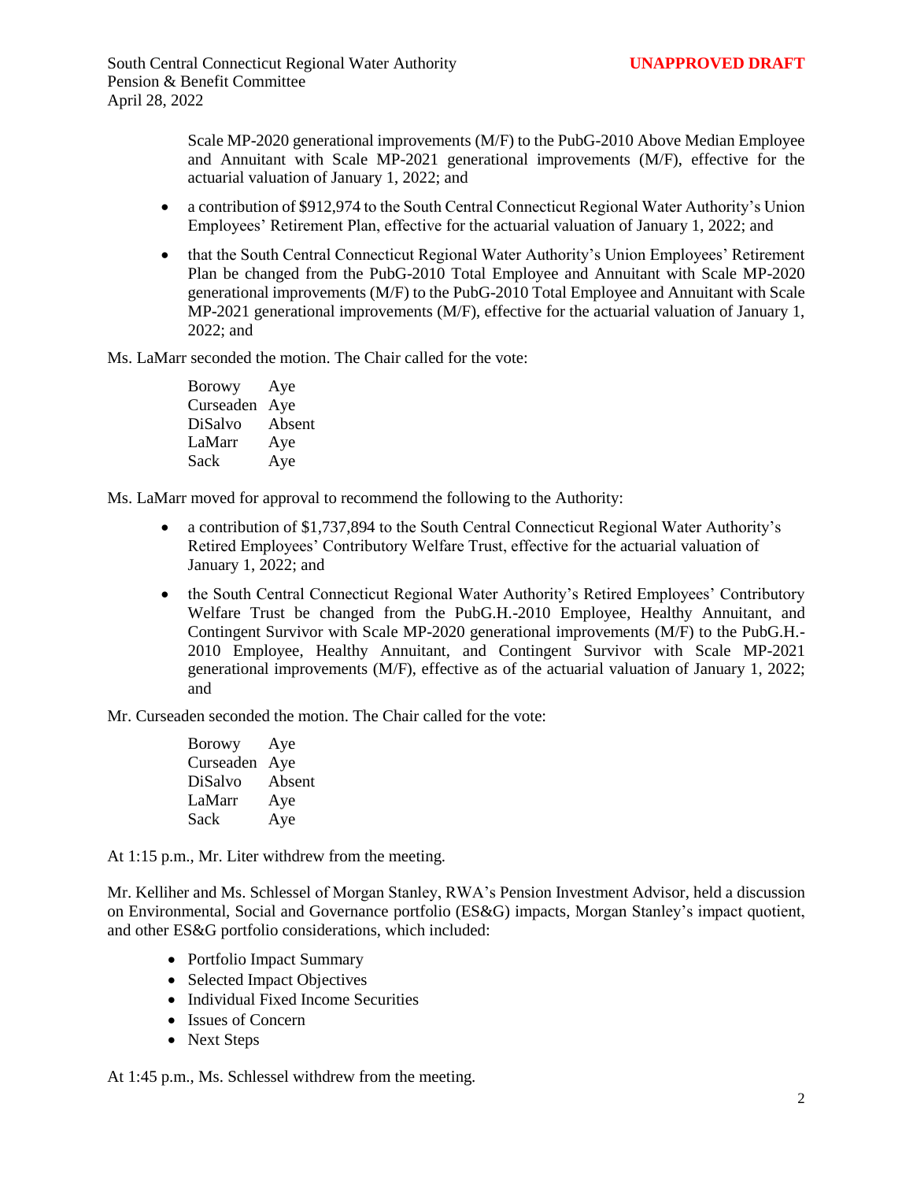Scale MP-2020 generational improvements (M/F) to the PubG-2010 Above Median Employee and Annuitant with Scale MP-2021 generational improvements (M/F), effective for the actuarial valuation of January 1, 2022; and

- a contribution of $912,974 to the South Central Connecticut Regional Water Authority's Union Employees' Retirement Plan, effective for the actuarial valuation of January 1, 2022; and
- that the South Central Connecticut Regional Water Authority's Union Employees' Retirement Plan be changed from the PubG-2010 Total Employee and Annuitant with Scale MP-2020 generational improvements (M/F) to the PubG-2010 Total Employee and Annuitant with Scale MP-2021 generational improvements (M/F), effective for the actuarial valuation of January 1, 2022; and

Ms. LaMarr seconded the motion. The Chair called for the vote:

| | |
|---|---|
| Borowy | Aye |
| Curseaden | Aye |
| DiSalvo | Absent |
| LaMarr | Aye |
| Sack | Aye |

Ms. LaMarr moved for approval to recommend the following to the Authority:

- a contribution of $1,737,894 to the South Central Connecticut Regional Water Authority's Retired Employees' Contributory Welfare Trust, effective for the actuarial valuation of January 1, 2022; and
- the South Central Connecticut Regional Water Authority's Retired Employees' Contributory Welfare Trust be changed from the PubG.H.-2010 Employee, Healthy Annuitant, and Contingent Survivor with Scale MP-2020 generational improvements (M/F) to the PubG.H.-2010 Employee, Healthy Annuitant, and Contingent Survivor with Scale MP-2021 generational improvements (M/F), effective as of the actuarial valuation of January 1, 2022; and

Mr. Curseaden seconded the motion. The Chair called for the vote:

| | |
|---|---|
| Borowy | Aye |
| Curseaden | Aye |
| DiSalvo | Absent |
| LaMarr | Aye |
| Sack | Aye |

At 1:15 p.m., Mr. Liter withdrew from the meeting.

Mr. Kelliher and Ms. Schlessel of Morgan Stanley, RWA's Pension Investment Advisor, held a discussion on Environmental, Social and Governance portfolio (ES&G) impacts, Morgan Stanley's impact quotient, and other ES&G portfolio considerations, which included:

- Portfolio Impact Summary
- Selected Impact Objectives
- Individual Fixed Income Securities
- Issues of Concern
- Next Steps

At 1:45 p.m., Ms. Schlessel withdrew from the meeting.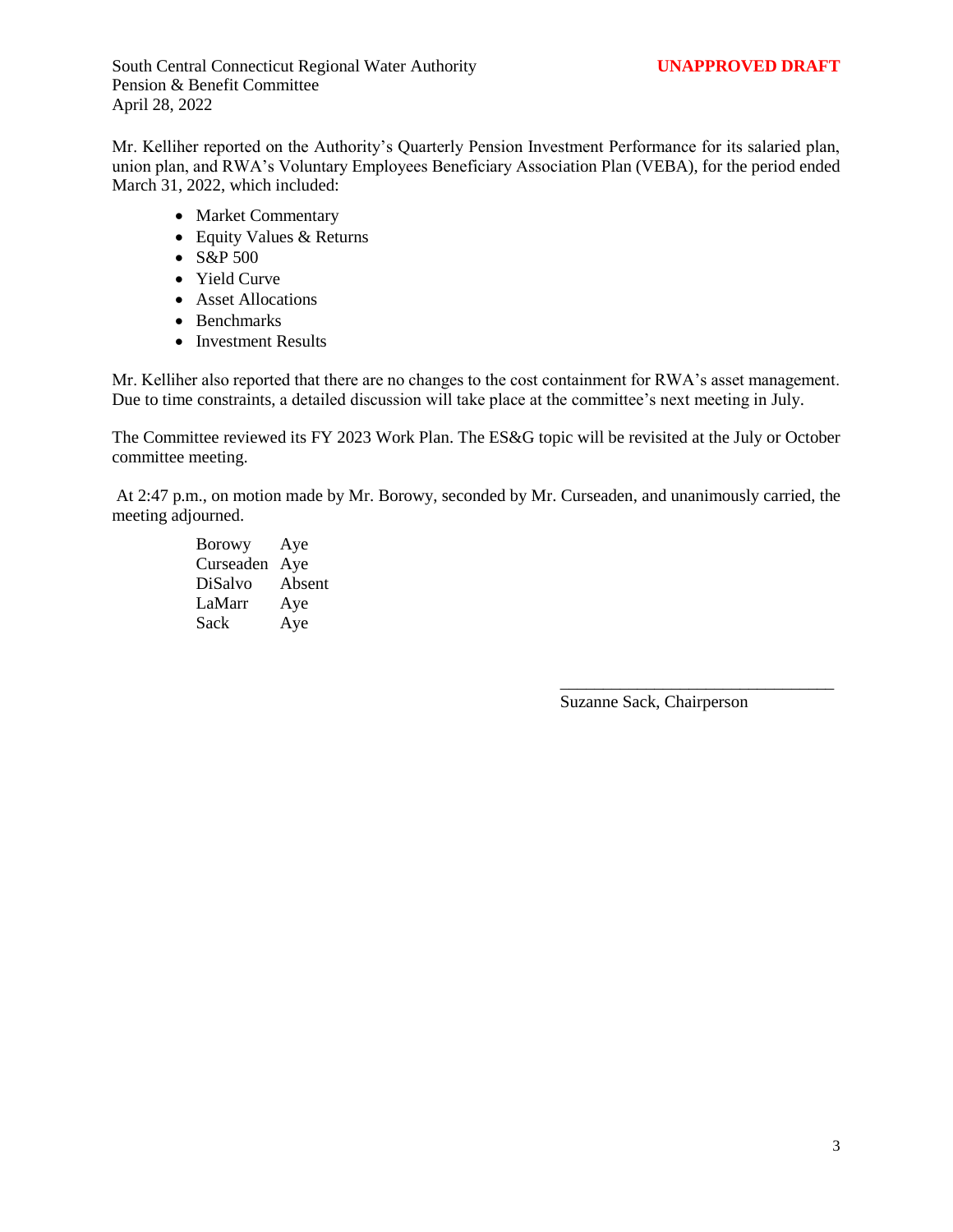Mr. Kelliher reported on the Authority's Quarterly Pension Investment Performance for its salaried plan, union plan, and RWA's Voluntary Employees Beneficiary Association Plan (VEBA), for the period ended March 31, 2022, which included:

- Market Commentary
- Equity Values & Returns
- S&P 500
- Yield Curve
- Asset Allocations
- Benchmarks
- Investment Results

Mr. Kelliher also reported that there are no changes to the cost containment for RWA's asset management. Due to time constraints, a detailed discussion will take place at the committee's next meeting in July.

The Committee reviewed its FY 2023 Work Plan. The ES&G topic will be revisited at the July or October committee meeting.

At 2:47 p.m., on motion made by Mr. Borowy, seconded by Mr. Curseaden, and unanimously carried, the meeting adjourned.

| | |
|---|---|
| Borowy | Aye |
| Curseaden | Aye |
| DiSalvo | Absent |
| LaMarr | Aye |
| Sack | Aye |

\_\_\_\_\_\_\_\_\_\_\_\_\_\_\_\_\_\_\_\_\_\_\_\_\_\_\_\_\_\_\_\_

Suzanne Sack, Chairperson